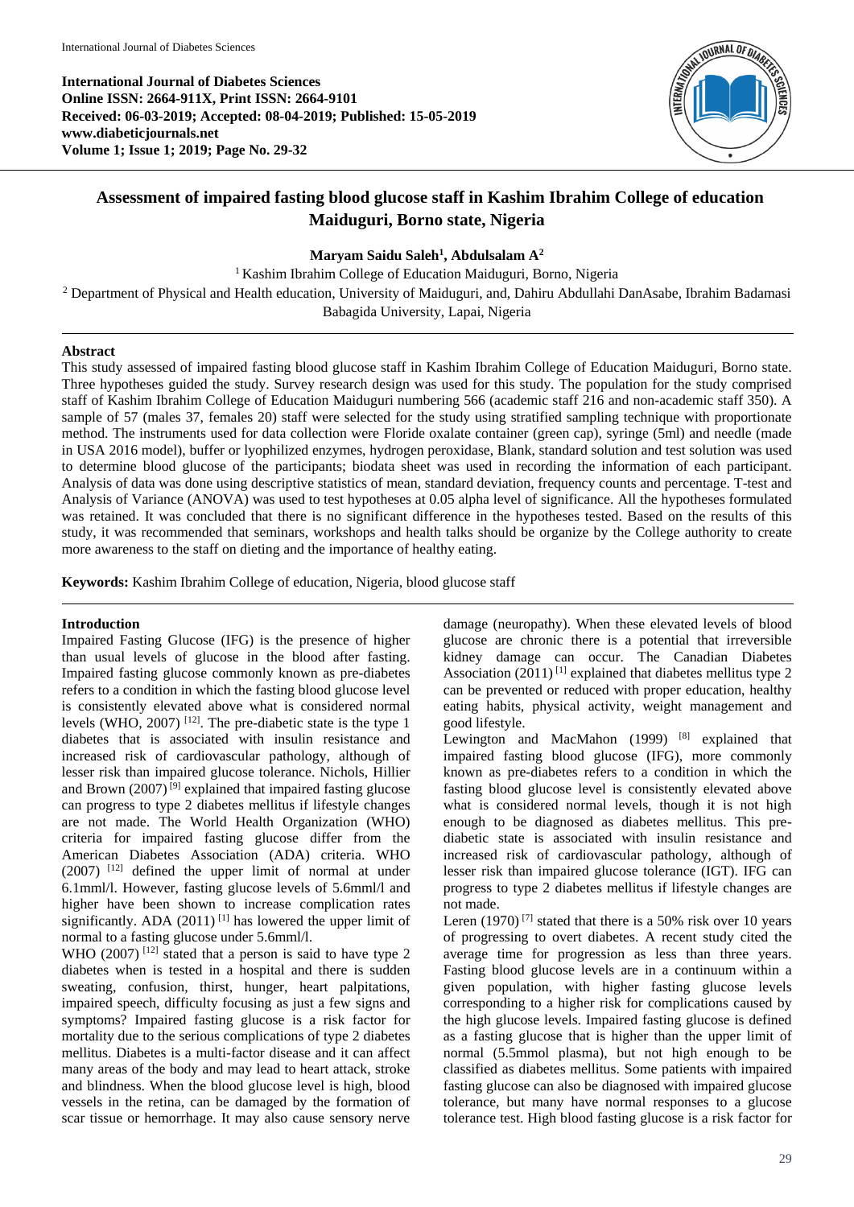**International Journal of Diabetes Sciences**
**Online ISSN: 2664-911X, Print ISSN: 2664-9101**
**Received: 06-03-2019; Accepted: 08-04-2019; Published: 15-05-2019**
**www.diabeticjournals.net**
**Volume 1; Issue 1; 2019; Page No. 29-32**

# Assessment of impaired fasting blood glucose staff in Kashim Ibrahim College of education Maiduguri, Borno state, Nigeria

**Maryam Saidu Saleh[1], Abdulsalam A[2]**

[1] Kashim Ibrahim College of Education Maiduguri, Borno, Nigeria

[2] Department of Physical and Health education, University of Maiduguri, and, Dahiru Abdullahi DanAsabe, Ibrahim Badamasi Babagida University, Lapai, Nigeria

## Abstract

This study assessed of impaired fasting blood glucose staff in Kashim Ibrahim College of Education Maiduguri, Borno state. Three hypotheses guided the study. Survey research design was used for this study. The population for the study comprised staff of Kashim Ibrahim College of Education Maiduguri numbering 566 (academic staff 216 and non-academic staff 350). A sample of 57 (males 37, females 20) staff were selected for the study using stratified sampling technique with proportionate method. The instruments used for data collection were Floride oxalate container (green cap), syringe (5ml) and needle (made in USA 2016 model), buffer or lyophilized enzymes, hydrogen peroxidase, Blank, standard solution and test solution was used to determine blood glucose of the participants; biodata sheet was used in recording the information of each participant. Analysis of data was done using descriptive statistics of mean, standard deviation, frequency counts and percentage. T-test and Analysis of Variance (ANOVA) was used to test hypotheses at 0.05 alpha level of significance. All the hypotheses formulated was retained. It was concluded that there is no significant difference in the hypotheses tested. Based on the results of this study, it was recommended that seminars, workshops and health talks should be organize by the College authority to create more awareness to the staff on dieting and the importance of healthy eating.

**Keywords:** Kashim Ibrahim College of education, Nigeria, blood glucose staff

## Introduction

Impaired Fasting Glucose (IFG) is the presence of higher than usual levels of glucose in the blood after fasting. Impaired fasting glucose commonly known as pre-diabetes refers to a condition in which the fasting blood glucose level is consistently elevated above what is considered normal levels (WHO, 2007) [12]. The pre-diabetic state is the type 1 diabetes that is associated with insulin resistance and increased risk of cardiovascular pathology, although of lesser risk than impaired glucose tolerance. Nichols, Hillier and Brown (2007) [9] explained that impaired fasting glucose can progress to type 2 diabetes mellitus if lifestyle changes are not made. The World Health Organization (WHO) criteria for impaired fasting glucose differ from the American Diabetes Association (ADA) criteria. WHO (2007) [12] defined the upper limit of normal at under 6.1mml/l. However, fasting glucose levels of 5.6mml/l and higher have been shown to increase complication rates significantly. ADA (2011) [1] has lowered the upper limit of normal to a fasting glucose under 5.6mml/l.

WHO (2007) [12] stated that a person is said to have type 2 diabetes when is tested in a hospital and there is sudden sweating, confusion, thirst, hunger, heart palpitations, impaired speech, difficulty focusing as just a few signs and symptoms? Impaired fasting glucose is a risk factor for mortality due to the serious complications of type 2 diabetes mellitus. Diabetes is a multi-factor disease and it can affect many areas of the body and may lead to heart attack, stroke and blindness. When the blood glucose level is high, blood vessels in the retina, can be damaged by the formation of scar tissue or hemorrhage. It may also cause sensory nerve damage (neuropathy). When these elevated levels of blood glucose are chronic there is a potential that irreversible kidney damage can occur. The Canadian Diabetes Association (2011) [1] explained that diabetes mellitus type 2 can be prevented or reduced with proper education, healthy eating habits, physical activity, weight management and good lifestyle.

Lewington and MacMahon (1999) [8] explained that impaired fasting blood glucose (IFG), more commonly known as pre-diabetes refers to a condition in which the fasting blood glucose level is consistently elevated above what is considered normal levels, though it is not high enough to be diagnosed as diabetes mellitus. This pre-diabetic state is associated with insulin resistance and increased risk of cardiovascular pathology, although of lesser risk than impaired glucose tolerance (IGT). IFG can progress to type 2 diabetes mellitus if lifestyle changes are not made.

Leren (1970) [7] stated that there is a 50% risk over 10 years of progressing to overt diabetes. A recent study cited the average time for progression as less than three years. Fasting blood glucose levels are in a continuum within a given population, with higher fasting glucose levels corresponding to a higher risk for complications caused by the high glucose levels. Impaired fasting glucose is defined as a fasting glucose that is higher than the upper limit of normal (5.5mmol plasma), but not high enough to be classified as diabetes mellitus. Some patients with impaired fasting glucose can also be diagnosed with impaired glucose tolerance, but many have normal responses to a glucose tolerance test. High blood fasting glucose is a risk factor for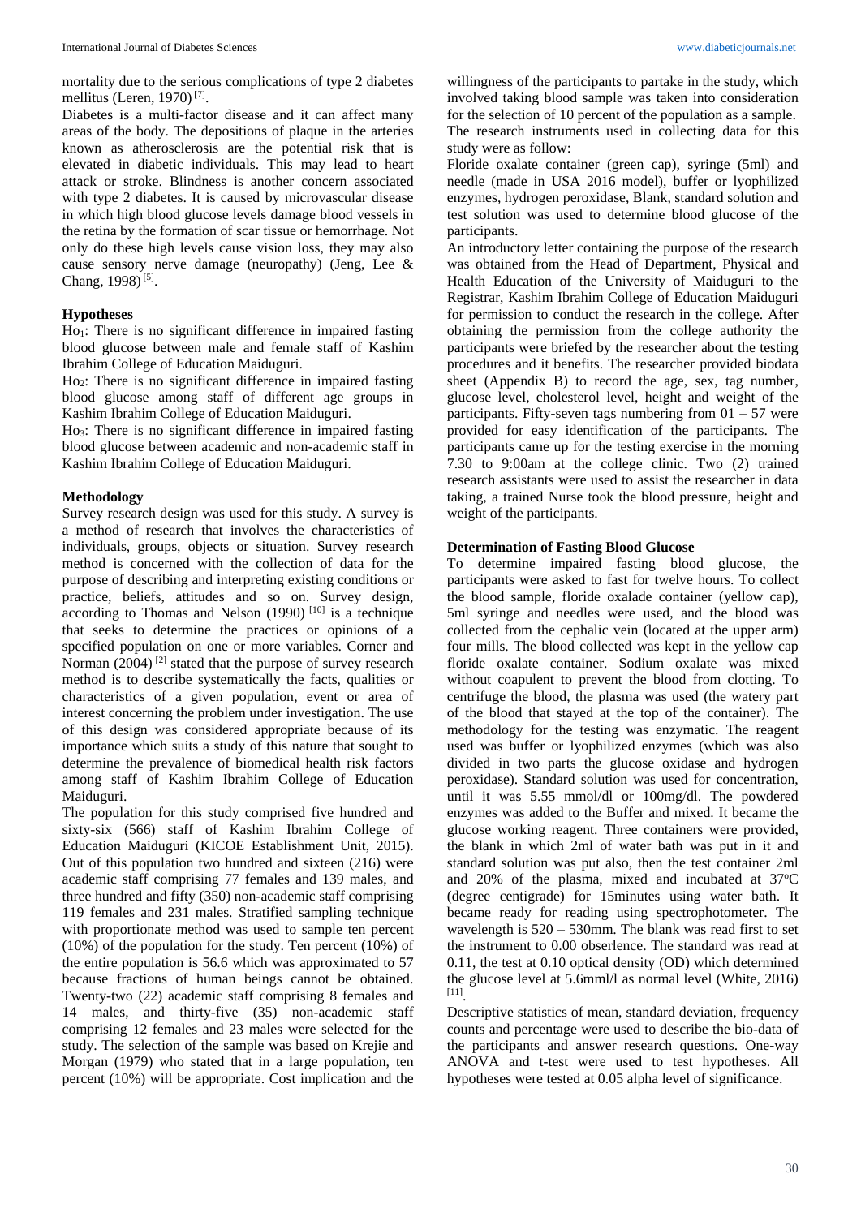mortality due to the serious complications of type 2 diabetes mellitus (Leren, 1970)[7].

Diabetes is a multi-factor disease and it can affect many areas of the body. The depositions of plaque in the arteries known as atherosclerosis are the potential risk that is elevated in diabetic individuals. This may lead to heart attack or stroke. Blindness is another concern associated with type 2 diabetes. It is caused by microvascular disease in which high blood glucose levels damage blood vessels in the retina by the formation of scar tissue or hemorrhage. Not only do these high levels cause vision loss, they may also cause sensory nerve damage (neuropathy) (Jeng, Lee & Chang, 1998)[5].

### Hypotheses

$Ho_1$: There is no significant difference in impaired fasting blood glucose between male and female staff of Kashim Ibrahim College of Education Maiduguri.

$Ho_2$: There is no significant difference in impaired fasting blood glucose among staff of different age groups in Kashim Ibrahim College of Education Maiduguri.

$Ho_3$: There is no significant difference in impaired fasting blood glucose between academic and non-academic staff in Kashim Ibrahim College of Education Maiduguri.

### Methodology

Survey research design was used for this study. A survey is a method of research that involves the characteristics of individuals, groups, objects or situation. Survey research method is concerned with the collection of data for the purpose of describing and interpreting existing conditions or practice, beliefs, attitudes and so on. Survey design, according to Thomas and Nelson (1990)[10] is a technique that seeks to determine the practices or opinions of a specified population on one or more variables. Corner and Norman (2004)[2] stated that the purpose of survey research method is to describe systematically the facts, qualities or characteristics of a given population, event or area of interest concerning the problem under investigation. The use of this design was considered appropriate because of its importance which suits a study of this nature that sought to determine the prevalence of biomedical health risk factors among staff of Kashim Ibrahim College of Education Maiduguri.

The population for this study comprised five hundred and sixty-six (566) staff of Kashim Ibrahim College of Education Maiduguri (KICOE Establishment Unit, 2015). Out of this population two hundred and sixteen (216) were academic staff comprising 77 females and 139 males, and three hundred and fifty (350) non-academic staff comprising 119 females and 231 males. Stratified sampling technique with proportionate method was used to sample ten percent (10%) of the population for the study. Ten percent (10%) of the entire population is 56.6 which was approximated to 57 because fractions of human beings cannot be obtained. Twenty-two (22) academic staff comprising 8 females and 14 males, and thirty-five (35) non-academic staff comprising 12 females and 23 males were selected for the study. The selection of the sample was based on Krejie and Morgan (1979) who stated that in a large population, ten percent (10%) will be appropriate. Cost implication and the willingness of the participants to partake in the study, which involved taking blood sample was taken into consideration for the selection of 10 percent of the population as a sample. The research instruments used in collecting data for this study were as follow:

Floride oxalate container (green cap), syringe (5ml) and needle (made in USA 2016 model), buffer or lyophilized enzymes, hydrogen peroxidase, Blank, standard solution and test solution was used to determine blood glucose of the participants.

An introductory letter containing the purpose of the research was obtained from the Head of Department, Physical and Health Education of the University of Maiduguri to the Registrar, Kashim Ibrahim College of Education Maiduguri for permission to conduct the research in the college. After obtaining the permission from the college authority the participants were briefed by the researcher about the testing procedures and it benefits. The researcher provided biodata sheet (Appendix B) to record the age, sex, tag number, glucose level, cholesterol level, height and weight of the participants. Fifty-seven tags numbering from 01 – 57 were provided for easy identification of the participants. The participants came up for the testing exercise in the morning 7.30 to 9:00am at the college clinic. Two (2) trained research assistants were used to assist the researcher in data taking, a trained Nurse took the blood pressure, height and weight of the participants.

### Determination of Fasting Blood Glucose

To determine impaired fasting blood glucose, the participants were asked to fast for twelve hours. To collect the blood sample, floride oxalade container (yellow cap), 5ml syringe and needles were used, and the blood was collected from the cephalic vein (located at the upper arm) four mills. The blood collected was kept in the yellow cap floride oxalate container. Sodium oxalate was mixed without coapulent to prevent the blood from clotting. To centrifuge the blood, the plasma was used (the watery part of the blood that stayed at the top of the container). The methodology for the testing was enzymatic. The reagent used was buffer or lyophilized enzymes (which was also divided in two parts the glucose oxidase and hydrogen peroxidase). Standard solution was used for concentration, until it was 5.55 mmol/dl or 100mg/dl. The powdered enzymes was added to the Buffer and mixed. It became the glucose working reagent. Three containers were provided, the blank in which 2ml of water bath was put in it and standard solution was put also, then the test container 2ml and 20% of the plasma, mixed and incubated at $37^{o}$C (degree centigrade) for 15minutes using water bath. It became ready for reading using spectrophotometer. The wavelength is 520 – 530mm. The blank was read first to set the instrument to 0.00 obserlence. The standard was read at 0.11, the test at 0.10 optical density (OD) which determined the glucose level at 5.6mml/l as normal level (White, 2016)[11].

Descriptive statistics of mean, standard deviation, frequency counts and percentage were used to describe the bio-data of the participants and answer research questions. One-way ANOVA and t-test were used to test hypotheses. All hypotheses were tested at 0.05 alpha level of significance.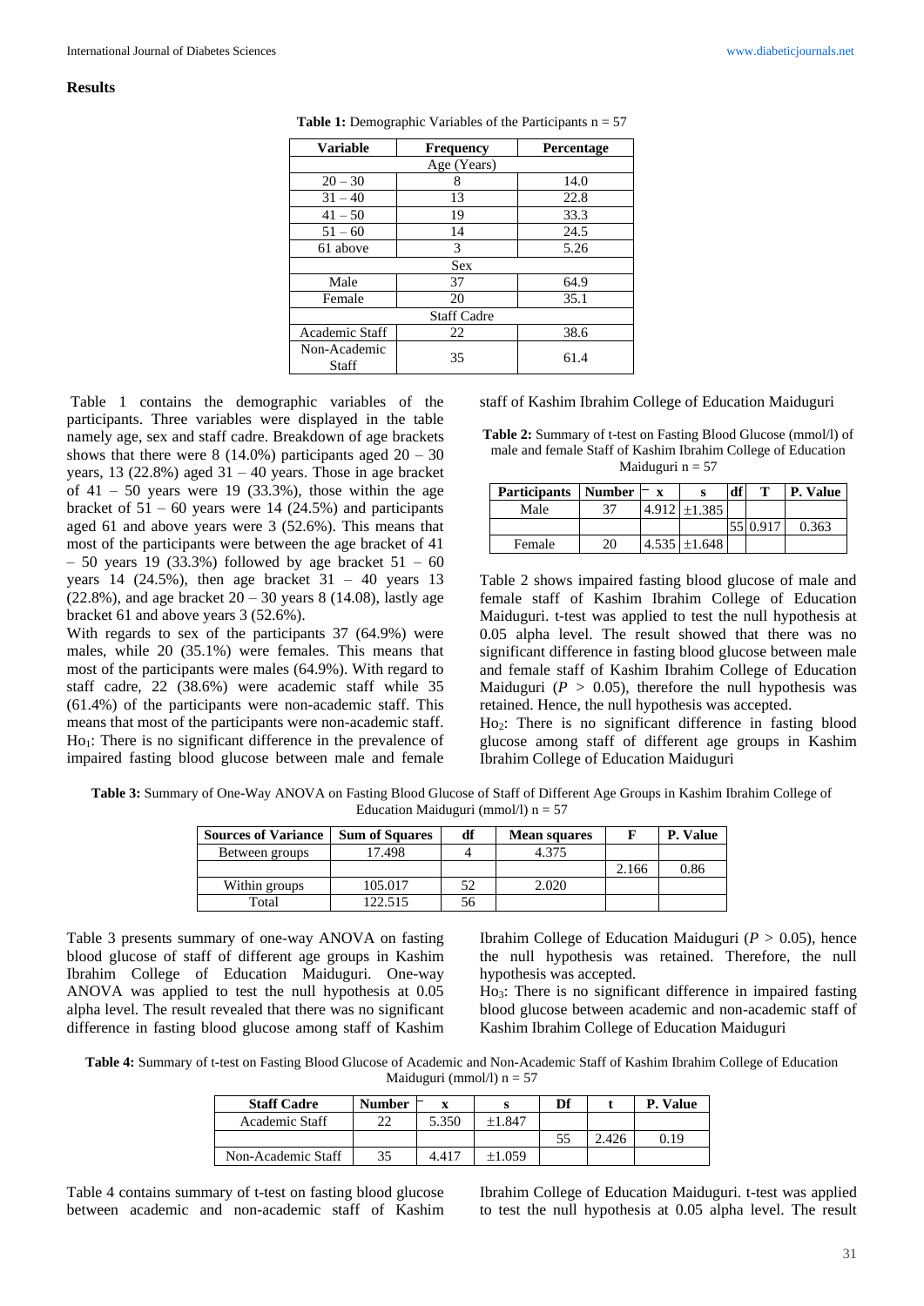## Results

**Table 1:** Demographic Variables of the Participants n = 57

| Variable | Frequency | Percentage |
|---|---|---|
| Age (Years) | | |
| 20 – 30 | 8 | 14.0 |
| 31 – 40 | 13 | 22.8 |
| 41 – 50 | 19 | 33.3 |
| 51 – 60 | 14 | 24.5 |
| 61 above | 3 | 5.26 |
| Sex | | |
| Male | 37 | 64.9 |
| Female | 20 | 35.1 |
| Staff Cadre | | |
| Academic Staff | 22 | 38.6 |
| Non-Academic Staff | 35 | 61.4 |

Table 1 contains the demographic variables of the participants. Three variables were displayed in the table namely age, sex and staff cadre. Breakdown of age brackets shows that there were 8 (14.0%) participants aged 20 – 30 years, 13 (22.8%) aged 31 – 40 years. Those in age bracket of 41 – 50 years were 19 (33.3%), those within the age bracket of 51 – 60 years were 14 (24.5%) and participants aged 61 and above years were 3 (52.6%). This means that most of the participants were between the age bracket of 41 – 50 years 19 (33.3%) followed by age bracket 51 – 60 years 14 (24.5%), then age bracket 31 – 40 years 13 (22.8%), and age bracket 20 – 30 years 8 (14.08), lastly age bracket 61 and above years 3 (52.6%).

With regards to sex of the participants 37 (64.9%) were males, while 20 (35.1%) were females. This means that most of the participants were males (64.9%). With regard to staff cadre, 22 (38.6%) were academic staff while 35 (61.4%) of the participants were non-academic staff. This means that most of the participants were non-academic staff.

$Ho_1$: There is no significant difference in the prevalence of impaired fasting blood glucose between male and female staff of Kashim Ibrahim College of Education Maiduguri

**Table 2:** Summary of t-test on Fasting Blood Glucose (mmol/l) of male and female Staff of Kashim Ibrahim College of Education Maiduguri n = 57

| Participants | Number | $\bar{x}$ | s | df | T | P. Value |
|---|---|---|---|---|---|---|
| Male | 37 | 4.912 | ±1.385 | | | |
| | | | | 55 | 0.917 | 0.363 |
| Female | 20 | 4.535 | ±1.648 | | | |

Table 2 shows impaired fasting blood glucose of male and female staff of Kashim Ibrahim College of Education Maiduguri. t-test was applied to test the null hypothesis at 0.05 alpha level. The result showed that there was no significant difference in fasting blood glucose between male and female staff of Kashim Ibrahim College of Education Maiduguri ($P > 0.05$), therefore the null hypothesis was retained. Hence, the null hypothesis was accepted.

$Ho_2$: There is no significant difference in fasting blood glucose among staff of different age groups in Kashim Ibrahim College of Education Maiduguri

**Table 3:** Summary of One-Way ANOVA on Fasting Blood Glucose of Staff of Different Age Groups in Kashim Ibrahim College of Education Maiduguri (mmol/l) n = 57

| Sources of Variance | Sum of Squares | df | Mean squares | F | P. Value |
|---|---|---|---|---|---|
| Between groups | 17.498 | 4 | 4.375 | | |
| | | | | 2.166 | 0.86 |
| Within groups | 105.017 | 52 | 2.020 | | |
| Total | 122.515 | 56 | | | |

Table 3 presents summary of one-way ANOVA on fasting blood glucose of staff of different age groups in Kashim Ibrahim College of Education Maiduguri. One-way ANOVA was applied to test the null hypothesis at 0.05 alpha level. The result revealed that there was no significant difference in fasting blood glucose among staff of Kashim Ibrahim College of Education Maiduguri ($P > 0.05$), hence the null hypothesis was retained. Therefore, the null hypothesis was accepted.

$Ho_3$: There is no significant difference in impaired fasting blood glucose between academic and non-academic staff of Kashim Ibrahim College of Education Maiduguri

**Table 4:** Summary of t-test on Fasting Blood Glucose of Academic and Non-Academic Staff of Kashim Ibrahim College of Education Maiduguri (mmol/l) n = 57

| Staff Cadre | Number | $\bar{x}$ | s | Df | t | P. Value |
|---|---|---|---|---|---|---|
| Academic Staff | 22 | 5.350 | ±1.847 | | | |
| | | | | 55 | 2.426 | 0.19 |
| Non-Academic Staff | 35 | 4.417 | ±1.059 | | | |

Table 4 contains summary of t-test on fasting blood glucose between academic and non-academic staff of Kashim Ibrahim College of Education Maiduguri. t-test was applied to test the null hypothesis at 0.05 alpha level. The result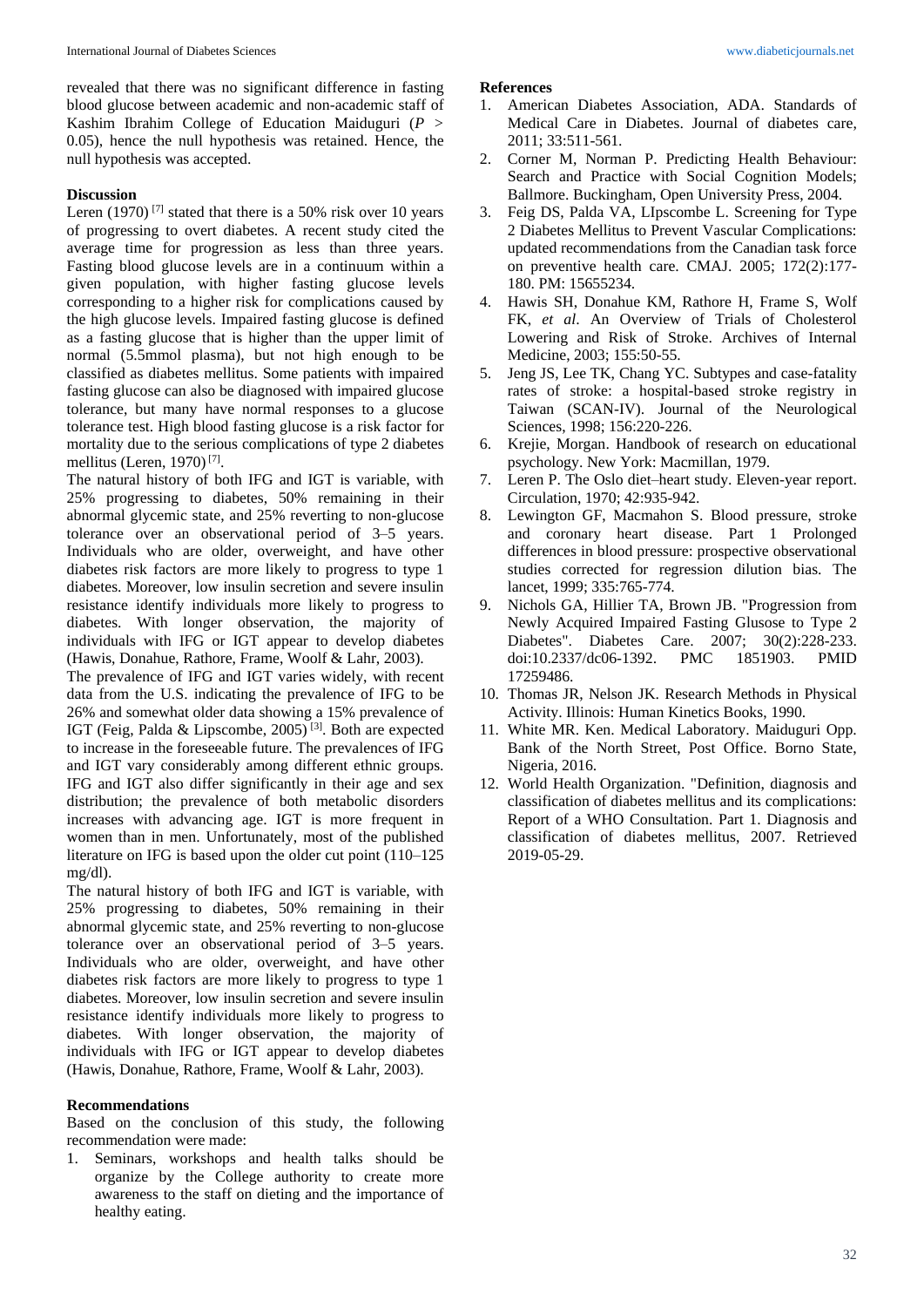revealed that there was no significant difference in fasting blood glucose between academic and non-academic staff of Kashim Ibrahim College of Education Maiduguri ($P > 0.05$), hence the null hypothesis was retained. Hence, the null hypothesis was accepted.

### Discussion

Leren (1970) [7] stated that there is a 50% risk over 10 years of progressing to overt diabetes. A recent study cited the average time for progression as less than three years. Fasting blood glucose levels are in a continuum within a given population, with higher fasting glucose levels corresponding to a higher risk for complications caused by the high glucose levels. Impaired fasting glucose is defined as a fasting glucose that is higher than the upper limit of normal (5.5mmol plasma), but not high enough to be classified as diabetes mellitus. Some patients with impaired fasting glucose can also be diagnosed with impaired glucose tolerance, but many have normal responses to a glucose tolerance test. High blood fasting glucose is a risk factor for mortality due to the serious complications of type 2 diabetes mellitus (Leren, 1970) [7].

The natural history of both IFG and IGT is variable, with 25% progressing to diabetes, 50% remaining in their abnormal glycemic state, and 25% reverting to non-glucose tolerance over an observational period of 3–5 years. Individuals who are older, overweight, and have other diabetes risk factors are more likely to progress to type 1 diabetes. Moreover, low insulin secretion and severe insulin resistance identify individuals more likely to progress to diabetes. With longer observation, the majority of individuals with IFG or IGT appear to develop diabetes (Hawis, Donahue, Rathore, Frame, Woolf & Lahr, 2003).

The prevalence of IFG and IGT varies widely, with recent data from the U.S. indicating the prevalence of IFG to be 26% and somewhat older data showing a 15% prevalence of IGT (Feig, Palda & Lipscombe, 2005) [3]. Both are expected to increase in the foreseeable future. The prevalences of IFG and IGT vary considerably among different ethnic groups. IFG and IGT also differ significantly in their age and sex distribution; the prevalence of both metabolic disorders increases with advancing age. IGT is more frequent in women than in men. Unfortunately, most of the published literature on IFG is based upon the older cut point (110–125 mg/dl).

The natural history of both IFG and IGT is variable, with 25% progressing to diabetes, 50% remaining in their abnormal glycemic state, and 25% reverting to non-glucose tolerance over an observational period of 3–5 years. Individuals who are older, overweight, and have other diabetes risk factors are more likely to progress to type 1 diabetes. Moreover, low insulin secretion and severe insulin resistance identify individuals more likely to progress to diabetes. With longer observation, the majority of individuals with IFG or IGT appear to develop diabetes (Hawis, Donahue, Rathore, Frame, Woolf & Lahr, 2003).

### Recommendations

Based on the conclusion of this study, the following recommendation were made:

1. Seminars, workshops and health talks should be organize by the College authority to create more awareness to the staff on dieting and the importance of healthy eating.

### References

1. American Diabetes Association, ADA. Standards of Medical Care in Diabetes. Journal of diabetes care, 2011; 33:511-561.
2. Corner M, Norman P. Predicting Health Behaviour: Search and Practice with Social Cognition Models; Ballmore. Buckingham, Open University Press, 2004.
3. Feig DS, Palda VA, LIpscombe L. Screening for Type 2 Diabetes Mellitus to Prevent Vascular Complications: updated recommendations from the Canadian task force on preventive health care. CMAJ. 2005; 172(2):177-180. PM: 15655234.
4. Hawis SH, Donahue KM, Rathore H, Frame S, Wolf FK, *et al*. An Overview of Trials of Cholesterol Lowering and Risk of Stroke. Archives of Internal Medicine, 2003; 155:50-55.
5. Jeng JS, Lee TK, Chang YC. Subtypes and case-fatality rates of stroke: a hospital-based stroke registry in Taiwan (SCAN-IV). Journal of the Neurological Sciences, 1998; 156:220-226.
6. Krejie, Morgan. Handbook of research on educational psychology. New York: Macmillan, 1979.
7. Leren P. The Oslo diet–heart study. Eleven-year report. Circulation, 1970; 42:935-942.
8. Lewington GF, Macmahon S. Blood pressure, stroke and coronary heart disease. Part 1 Prolonged differences in blood pressure: prospective observational studies corrected for regression dilution bias. The lancet, 1999; 335:765-774.
9. Nichols GA, Hillier TA, Brown JB. "Progression from Newly Acquired Impaired Fasting Glusose to Type 2 Diabetes". Diabetes Care. 2007; 30(2):228-233. doi:10.2337/dc06-1392. PMC 1851903. PMID 17259486.
10. Thomas JR, Nelson JK. Research Methods in Physical Activity. Illinois: Human Kinetics Books, 1990.
11. White MR. Ken. Medical Laboratory. Maiduguri Opp. Bank of the North Street, Post Office. Borno State, Nigeria, 2016.
12. World Health Organization. "Definition, diagnosis and classification of diabetes mellitus and its complications: Report of a WHO Consultation. Part 1. Diagnosis and classification of diabetes mellitus, 2007. Retrieved 2019-05-29.